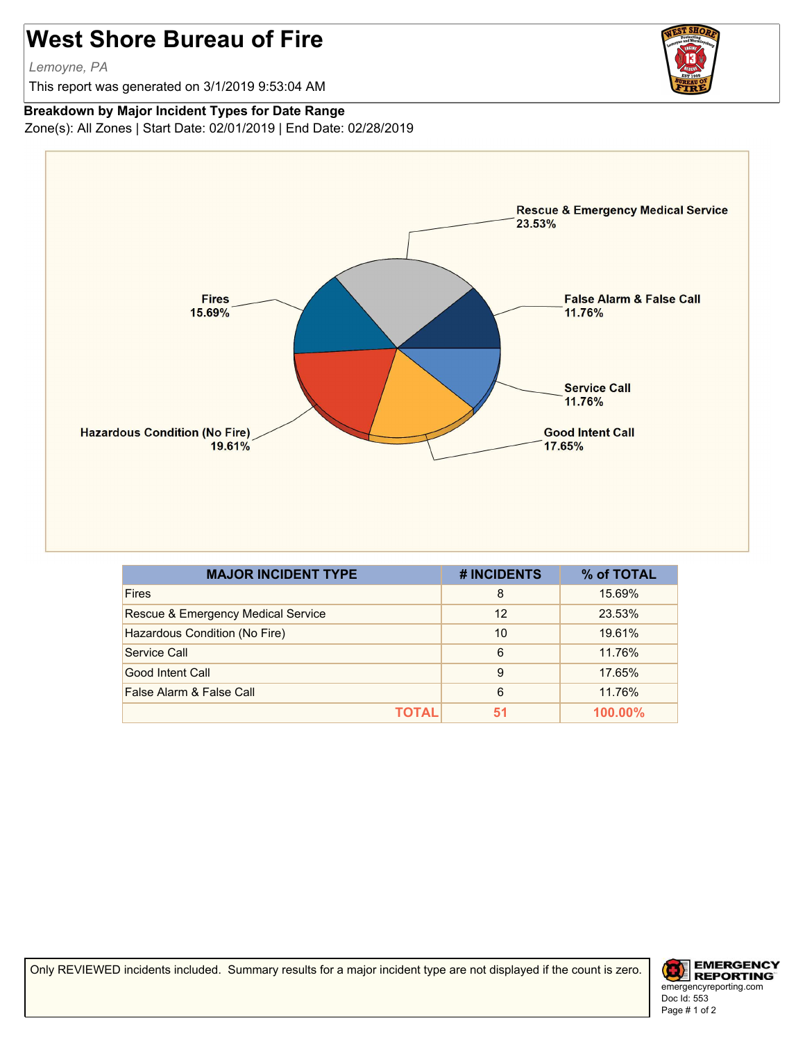# West Shore Bureau of Fire

*Lemoyne, PA*

This report was generated on 3/1/2019 9:53:04 AM

**Breakdown by Major Incident Types for Date Range**

Zone(s): All Zones | Start Date: 02/01/2019 | End Date: 02/28/2019

| MAJOR INCIDENT TYPE | # INCIDENTS | % of TOTAL |
|---|---|---|
| Fires | 8 | 15.69% |
| Rescue & Emergency Medical Service | 12 | 23.53% |
| Hazardous Condition (No Fire) | 10 | 19.61% |
| Service Call | 6 | 11.76% |
| Good Intent Call | 9 | 17.65% |
| False Alarm & False Call | 6 | 11.76% |
| **TOTAL** | **51** | **100.00%** |

Only REVIEWED incidents included. Summary results for a major incident type are not displayed if the count is zero.

EMERGENCY REPORTING
emergencyreporting.com
Doc Id: 553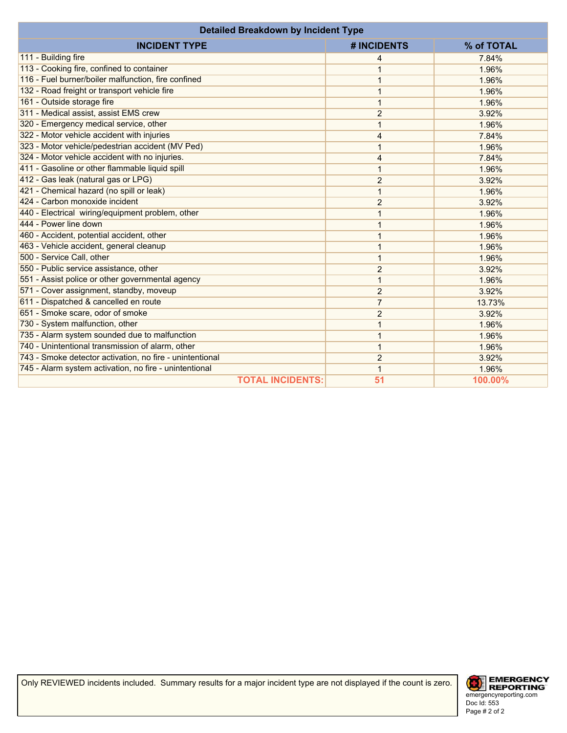| Detailed Breakdown by Incident Type | | |
|---|---|---|
| **INCIDENT TYPE** | **# INCIDENTS** | **% of TOTAL** |
| 111 - Building fire | 4 | 7.84% |
| 113 - Cooking fire, confined to container | 1 | 1.96% |
| 116 - Fuel burner/boiler malfunction, fire confined | 1 | 1.96% |
| 132 - Road freight or transport vehicle fire | 1 | 1.96% |
| 161 - Outside storage fire | 1 | 1.96% |
| 311 - Medical assist, assist EMS crew | 2 | 3.92% |
| 320 - Emergency medical service, other | 1 | 1.96% |
| 322 - Motor vehicle accident with injuries | 4 | 7.84% |
| 323 - Motor vehicle/pedestrian accident (MV Ped) | 1 | 1.96% |
| 324 - Motor vehicle accident with no injuries. | 4 | 7.84% |
| 411 - Gasoline or other flammable liquid spill | 1 | 1.96% |
| 412 - Gas leak (natural gas or LPG) | 2 | 3.92% |
| 421 - Chemical hazard (no spill or leak) | 1 | 1.96% |
| 424 - Carbon monoxide incident | 2 | 3.92% |
| 440 - Electrical wiring/equipment problem, other | 1 | 1.96% |
| 444 - Power line down | 1 | 1.96% |
| 460 - Accident, potential accident, other | 1 | 1.96% |
| 463 - Vehicle accident, general cleanup | 1 | 1.96% |
| 500 - Service Call, other | 1 | 1.96% |
| 550 - Public service assistance, other | 2 | 3.92% |
| 551 - Assist police or other governmental agency | 1 | 1.96% |
| 571 - Cover assignment, standby, moveup | 2 | 3.92% |
| 611 - Dispatched & cancelled en route | 7 | 13.73% |
| 651 - Smoke scare, odor of smoke | 2 | 3.92% |
| 730 - System malfunction, other | 1 | 1.96% |
| 735 - Alarm system sounded due to malfunction | 1 | 1.96% |
| 740 - Unintentional transmission of alarm, other | 1 | 1.96% |
| 743 - Smoke detector activation, no fire - unintentional | 2 | 3.92% |
| 745 - Alarm system activation, no fire - unintentional | 1 | 1.96% |
| **TOTAL INCIDENTS:** | **51** | **100.00%** |

Only REVIEWED incidents included. Summary results for a major incident type are not displayed if the count is zero.

EMERGENCY REPORTING
emergencyreporting.com
Doc Id: 553